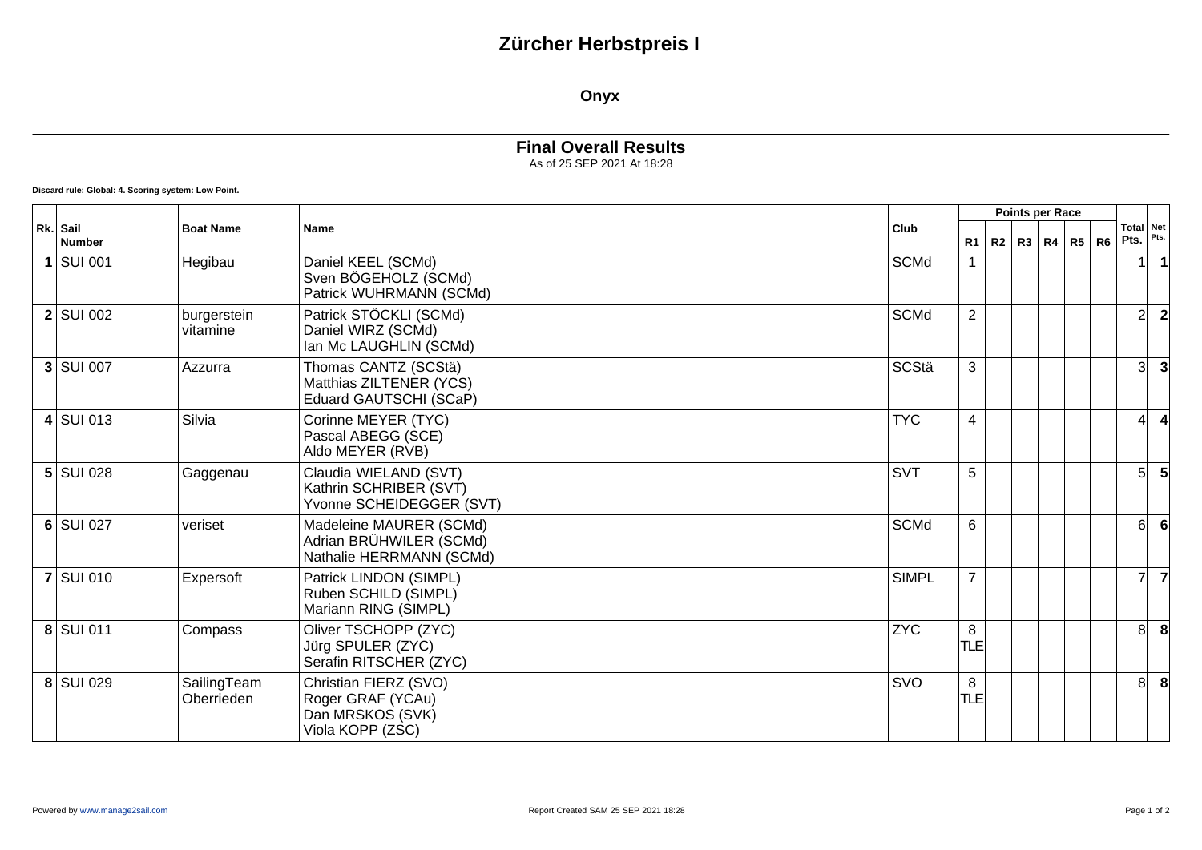# Zürcher Herbstpreis I

## Onyx

### Final Overall Results

As of 25 SEP 2021 At 18:28

**Discard rule: Global: 4. Scoring system: Low Point.**

| Rk. | Sail Number | Boat Name | Name | Club | Points per Race | | | | | | Total Pts. | Net Pts. |
|---|---|---|---|---|---|---|---|---|---|---|---|---|
| | | | | | R1 | R2 | R3 | R4 | R5 | R6 | | |
| **1** | SUI 001 | Hegibau | Daniel KEEL (SCMd)<br>Sven BÖGEHOLZ (SCMd)<br>Patrick WUHRMANN (SCMd) | SCMd | 1 | | | | | | 1 | **1** |
| **2** | SUI 002 | burgerstein vitamine | Patrick STÖCKLI (SCMd)<br>Daniel WIRZ (SCMd)<br>Ian Mc LAUGHLIN (SCMd) | SCMd | 2 | | | | | | 2 | **2** |
| **3** | SUI 007 | Azzurra | Thomas CANTZ (SCStä)<br>Matthias ZILTENER (YCS)<br>Eduard GAUTSCHI (SCaP) | SCStä | 3 | | | | | | 3 | **3** |
| **4** | SUI 013 | Silvia | Corinne MEYER (TYC)<br>Pascal ABEGG (SCE)<br>Aldo MEYER (RVB) | TYC | 4 | | | | | | 4 | **4** |
| **5** | SUI 028 | Gaggenau | Claudia WIELAND (SVT)<br>Kathrin SCHRIBER (SVT)<br>Yvonne SCHEIDEGGER (SVT) | SVT | 5 | | | | | | 5 | **5** |
| **6** | SUI 027 | veriset | Madeleine MAURER (SCMd)<br>Adrian BRÜHWILER (SCMd)<br>Nathalie HERRMANN (SCMd) | SCMd | 6 | | | | | | 6 | **6** |
| **7** | SUI 010 | Expersoft | Patrick LINDON (SIMPL)<br>Ruben SCHILD (SIMPL)<br>Mariann RING (SIMPL) | SIMPL | 7 | | | | | | 7 | **7** |
| **8** | SUI 011 | Compass | Oliver TSCHOPP (ZYC)<br>Jürg SPULER (ZYC)<br>Serafin RITSCHER (ZYC) | ZYC | 8 TLE | | | | | | 8 | **8** |
| **8** | SUI 029 | SailingTeam Oberrieden | Christian FIERZ (SVO)<br>Roger GRAF (YCAu)<br>Dan MRSKOS (SVK)<br>Viola KOPP (ZSC) | SVO | 8 TLE | | | | | | 8 | **8** |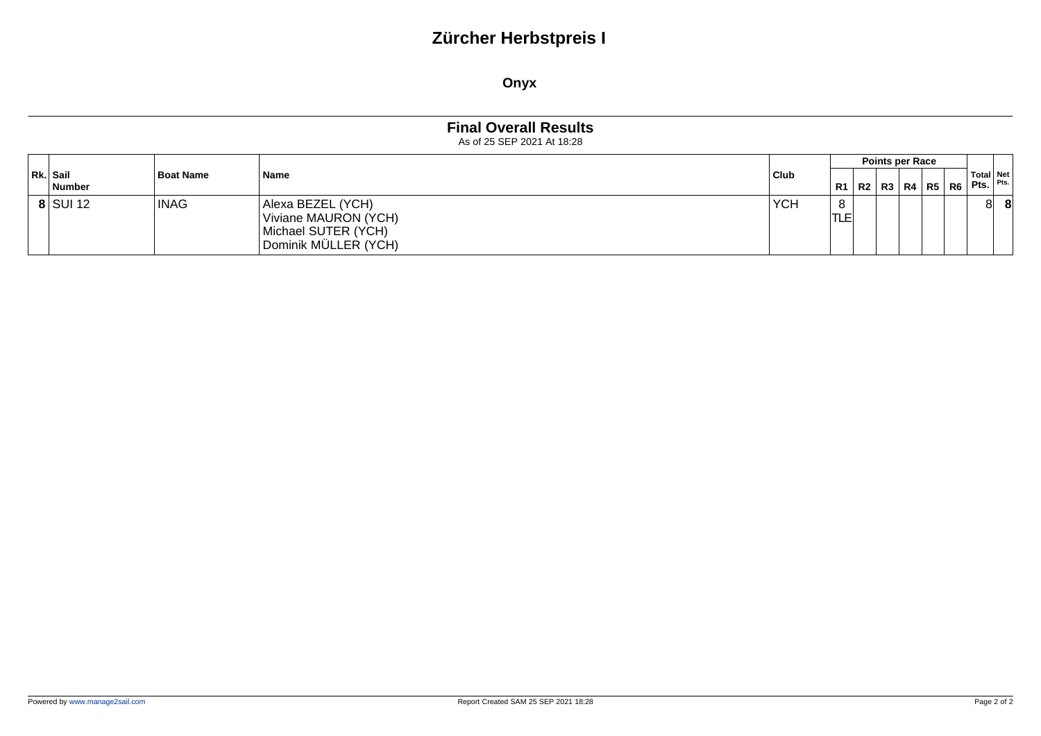# Zürcher Herbstpreis I

## Onyx

### Final Overall Results

As of 25 SEP 2021 At 18:28

| Rk. | Sail Number | Boat Name | Name | Club | Points per Race R1 | R2 | R3 | R4 | R5 | R6 | Total Pts. | Net Pts. |
|---|---|---|---|---|---|---|---|---|---|---|---|---|
| **8** | SUI 12 | INAG | Alexa BEZEL (YCH)<br>Viviane MAURON (YCH)<br>Michael SUTER (YCH)<br>Dominik MÜLLER (YCH) | YCH | 8<br>TLE | | | | | | 8 | **8** |

Powered by www.manage2sail.com

Report Created SAM 25 SEP 2021 18:28